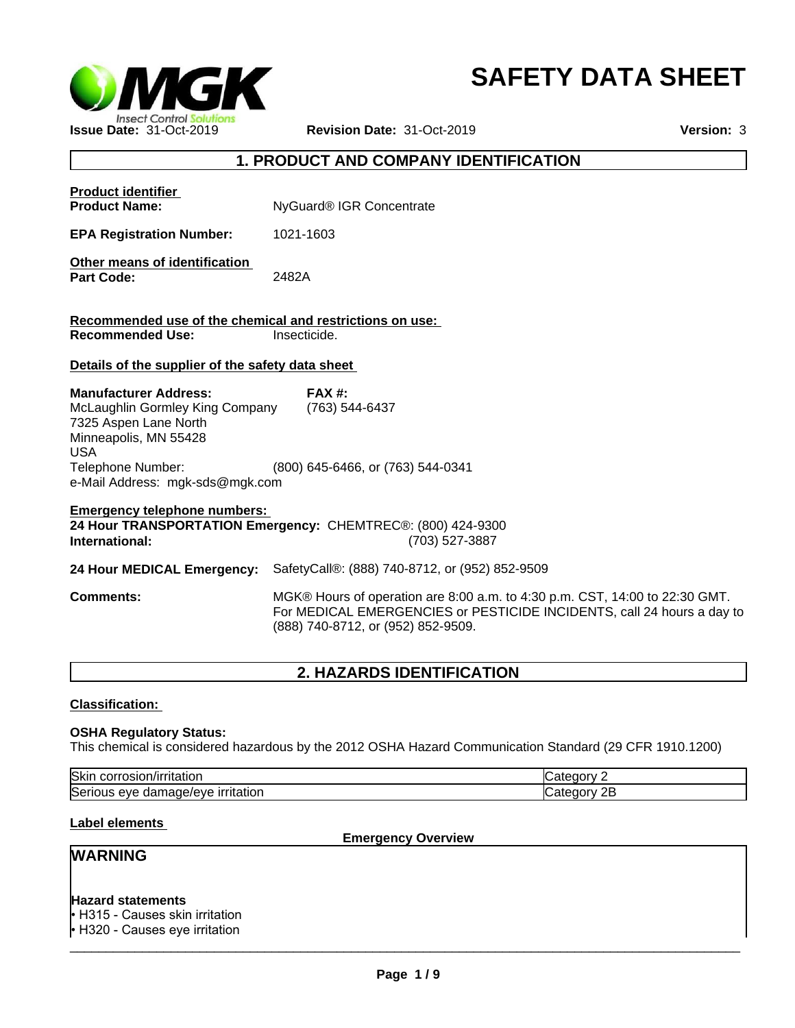# SAFETY DATA SHEET

**Issue Date:** 31-Oct-2019 **Revision Date:** 31-Oct-2019 **Version:** 3

## 1. PRODUCT AND COMPANY IDENTIFICATION

**Product identifier**

**Product Name:** NyGuard® IGR Concentrate

**EPA Registration Number:** 1021-1603

**Other means of identification**

**Part Code:** 2482A

**Recommended use of the chemical and restrictions on use:**

**Recommended Use:** Insecticide.

**Details of the supplier of the safety data sheet**

**Manufacturer Address:**
McLaughlin Gormley King Company
7325 Aspen Lane North
Minneapolis, MN 55428
USA
Telephone Number: (800) 645-6466, or (763) 544-0341
e-Mail Address: mgk-sds@mgk.com

**FAX #:** (763) 544-6437

**Emergency telephone numbers:**

**24 Hour TRANSPORTATION Emergency:** CHEMTREC®: (800) 424-9300
**International:** (703) 527-3887

**24 Hour MEDICAL Emergency:** SafetyCall®: (888) 740-8712, or (952) 852-9509

**Comments:** MGK® Hours of operation are 8:00 a.m. to 4:30 p.m. CST, 14:00 to 22:30 GMT. For MEDICAL EMERGENCIES or PESTICIDE INCIDENTS, call 24 hours a day to (888) 740-8712, or (952) 852-9509.

## 2. HAZARDS IDENTIFICATION

**Classification:**

**OSHA Regulatory Status:**
This chemical is considered hazardous by the 2012 OSHA Hazard Communication Standard (29 CFR 1910.1200)

| | |
|---|---|
| Skin corrosion/irritation | Category 2 |
| Serious eye damage/eye irritation | Category 2B |

**Label elements**

**Emergency Overview**

**WARNING**

**Hazard statements**

- H315 - Causes skin irritation
- H320 - Causes eye irritation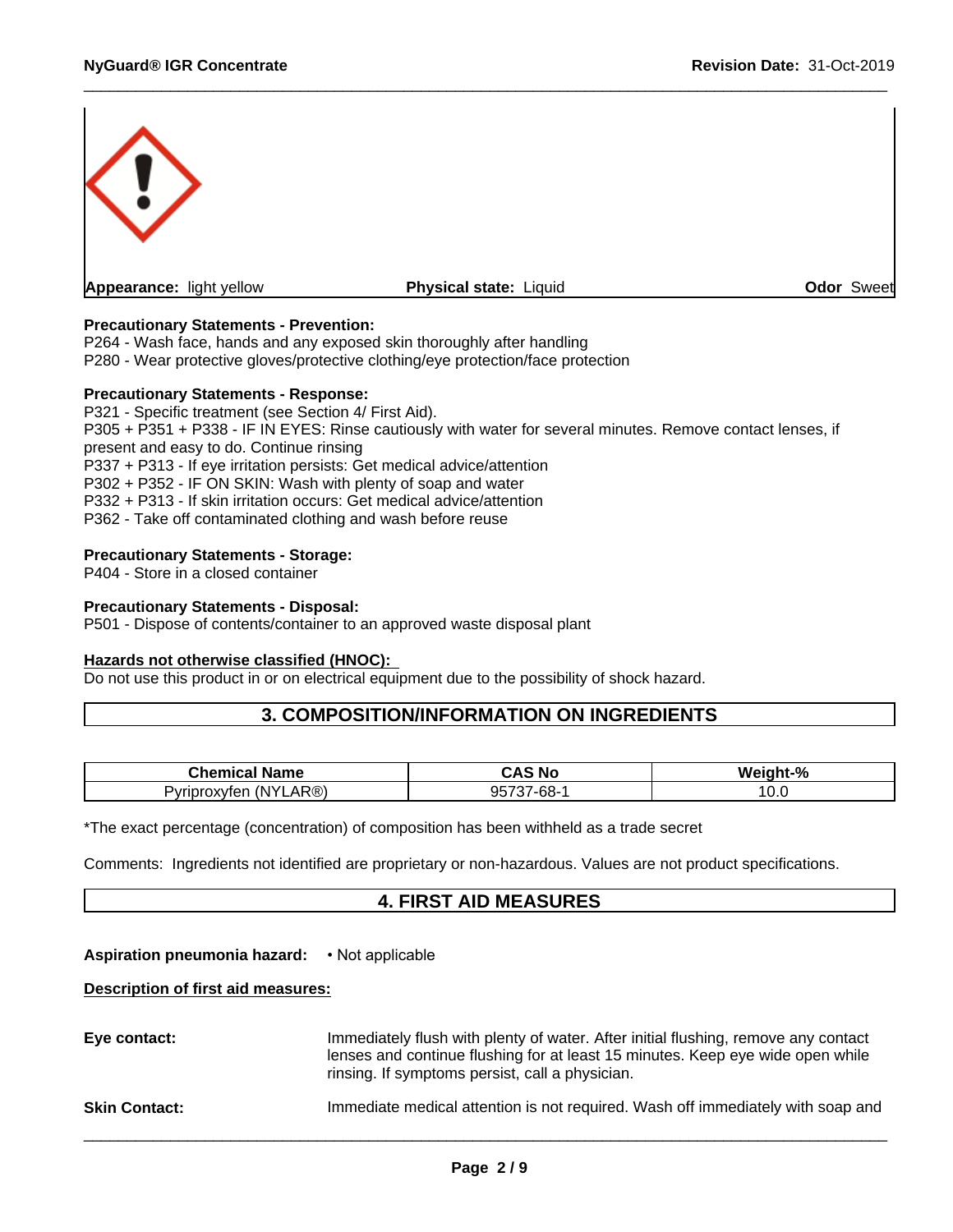**Appearance:** light yellow | **Physical state:** Liquid | **Odor** Sweet

**Precautionary Statements - Prevention:**
P264 - Wash face, hands and any exposed skin thoroughly after handling
P280 - Wear protective gloves/protective clothing/eye protection/face protection

**Precautionary Statements - Response:**
P321 - Specific treatment (see Section 4/ First Aid).
P305 + P351 + P338 - IF IN EYES: Rinse cautiously with water for several minutes. Remove contact lenses, if present and easy to do. Continue rinsing
P337 + P313 - If eye irritation persists: Get medical advice/attention
P302 + P352 - IF ON SKIN: Wash with plenty of soap and water
P332 + P313 - If skin irritation occurs: Get medical advice/attention
P362 - Take off contaminated clothing and wash before reuse

**Precautionary Statements - Storage:**
P404 - Store in a closed container

**Precautionary Statements - Disposal:**
P501 - Dispose of contents/container to an approved waste disposal plant

**Hazards not otherwise classified (HNOC):**
Do not use this product in or on electrical equipment due to the possibility of shock hazard.

## 3. COMPOSITION/INFORMATION ON INGREDIENTS

| Chemical Name | CAS No | Weight-% |
|---|---|---|
| Pyriproxyfen (NYLAR®) | 95737-68-1 | 10.0 |

*The exact percentage (concentration) of composition has been withheld as a trade secret

Comments: Ingredients not identified are proprietary or non-hazardous. Values are not product specifications.

## 4. FIRST AID MEASURES

**Aspiration pneumonia hazard:** • Not applicable

**Description of first aid measures:**

**Eye contact:** Immediately flush with plenty of water. After initial flushing, remove any contact lenses and continue flushing for at least 15 minutes. Keep eye wide open while rinsing. If symptoms persist, call a physician.

**Skin Contact:** Immediate medical attention is not required. Wash off immediately with soap and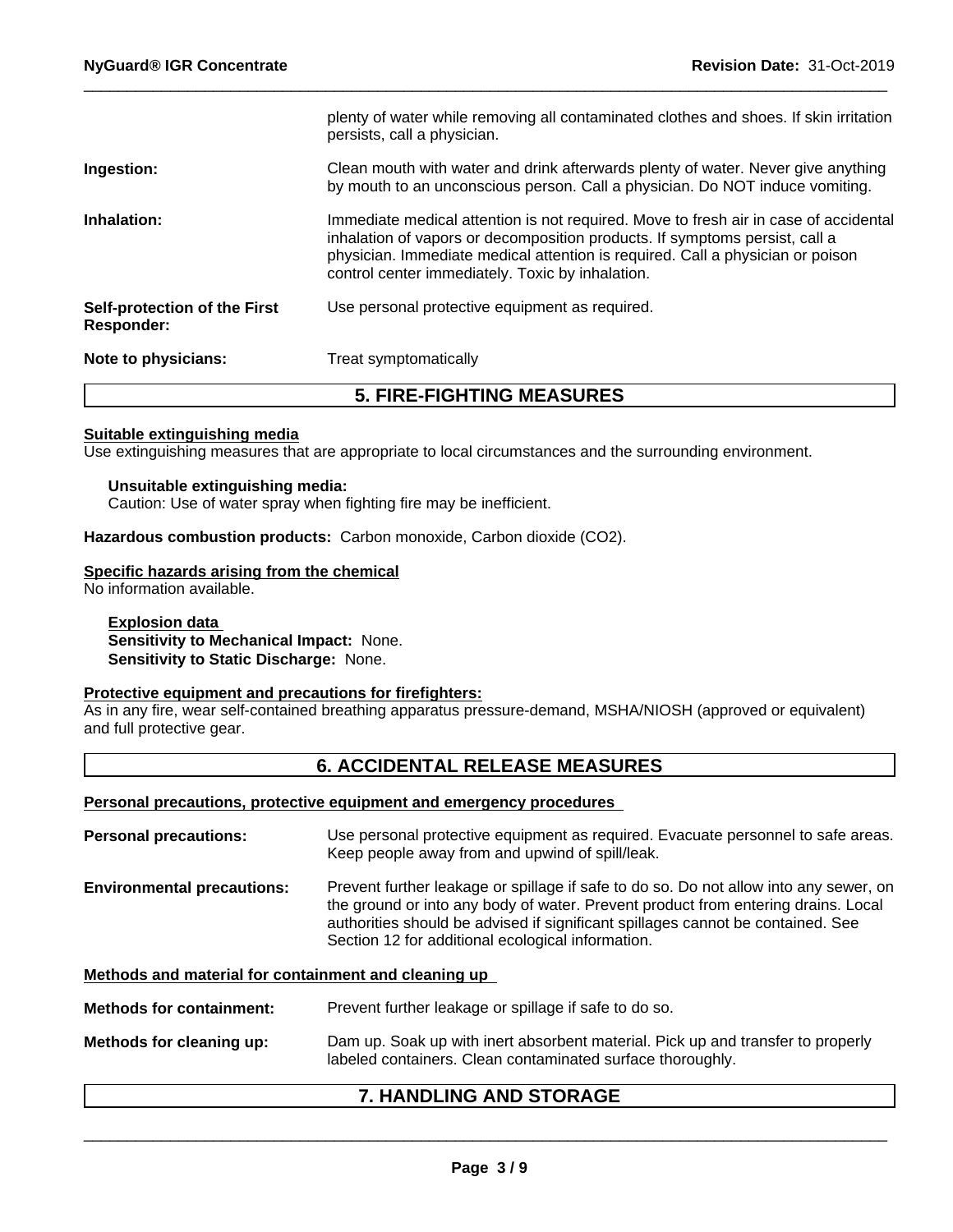plenty of water while removing all contaminated clothes and shoes. If skin irritation persists, call a physician.

**Ingestion:** Clean mouth with water and drink afterwards plenty of water. Never give anything by mouth to an unconscious person. Call a physician. Do NOT induce vomiting.

**Inhalation:** Immediate medical attention is not required. Move to fresh air in case of accidental inhalation of vapors or decomposition products. If symptoms persist, call a physician. Immediate medical attention is required. Call a physician or poison control center immediately. Toxic by inhalation.

**Self-protection of the First Responder:** Use personal protective equipment as required.

**Note to physicians:** Treat symptomatically

## 5. FIRE-FIGHTING MEASURES

**Suitable extinguishing media**

Use extinguishing measures that are appropriate to local circumstances and the surrounding environment.

**Unsuitable extinguishing media:**

Caution: Use of water spray when fighting fire may be inefficient.

**Hazardous combustion products:** Carbon monoxide, Carbon dioxide ($CO_2$).

**Specific hazards arising from the chemical**

No information available.

**Explosion data**

**Sensitivity to Mechanical Impact:** None.

**Sensitivity to Static Discharge:** None.

**Protective equipment and precautions for firefighters:**

As in any fire, wear self-contained breathing apparatus pressure-demand, MSHA/NIOSH (approved or equivalent) and full protective gear.

## 6. ACCIDENTAL RELEASE MEASURES

**Personal precautions, protective equipment and emergency procedures**

**Personal precautions:** Use personal protective equipment as required. Evacuate personnel to safe areas. Keep people away from and upwind of spill/leak.

**Environmental precautions:** Prevent further leakage or spillage if safe to do so. Do not allow into any sewer, on the ground or into any body of water. Prevent product from entering drains. Local authorities should be advised if significant spillages cannot be contained. See Section 12 for additional ecological information.

**Methods and material for containment and cleaning up**

**Methods for containment:** Prevent further leakage or spillage if safe to do so.

**Methods for cleaning up:** Dam up. Soak up with inert absorbent material. Pick up and transfer to properly labeled containers. Clean contaminated surface thoroughly.

## 7. HANDLING AND STORAGE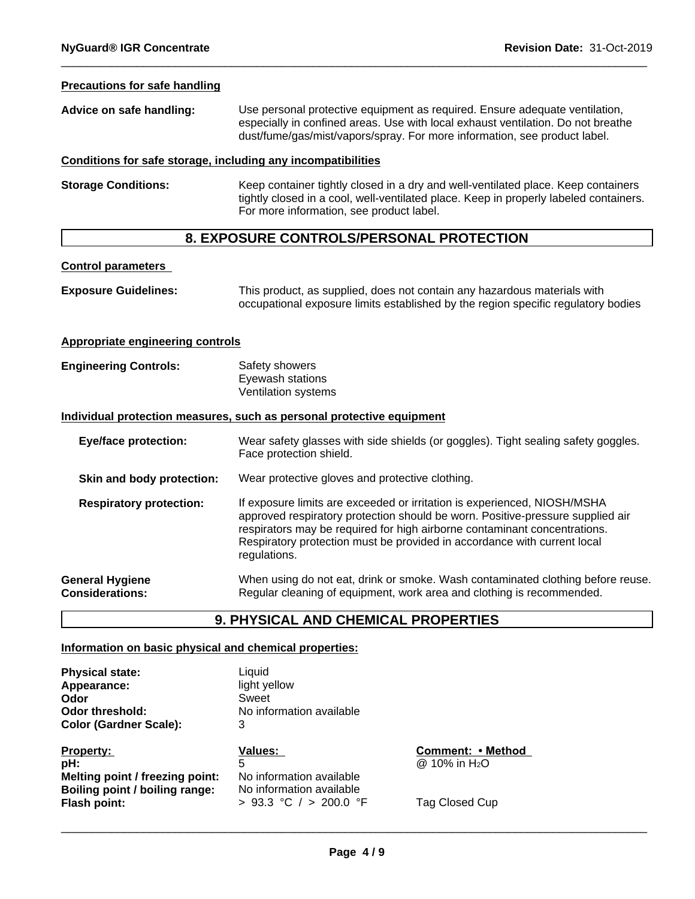**Precautions for safe handling**

**Advice on safe handling:** Use personal protective equipment as required. Ensure adequate ventilation, especially in confined areas. Use with local exhaust ventilation. Do not breathe dust/fume/gas/mist/vapors/spray. For more information, see product label.

**Conditions for safe storage, including any incompatibilities**

**Storage Conditions:** Keep container tightly closed in a dry and well-ventilated place. Keep containers tightly closed in a cool, well-ventilated place. Keep in properly labeled containers. For more information, see product label.

## 8. EXPOSURE CONTROLS/PERSONAL PROTECTION

**Control parameters**

**Exposure Guidelines:** This product, as supplied, does not contain any hazardous materials with occupational exposure limits established by the region specific regulatory bodies

**Appropriate engineering controls**

**Engineering Controls:** Safety showers
Eyewash stations
Ventilation systems

**Individual protection measures, such as personal protective equipment**

**Eye/face protection:** Wear safety glasses with side shields (or goggles). Tight sealing safety goggles. Face protection shield.

**Skin and body protection:** Wear protective gloves and protective clothing.

**Respiratory protection:** If exposure limits are exceeded or irritation is experienced, NIOSH/MSHA approved respiratory protection should be worn. Positive-pressure supplied air respirators may be required for high airborne contaminant concentrations. Respiratory protection must be provided in accordance with current local regulations.

**General Hygiene Considerations:** When using do not eat, drink or smoke. Wash contaminated clothing before reuse. Regular cleaning of equipment, work area and clothing is recommended.

## 9. PHYSICAL AND CHEMICAL PROPERTIES

**Information on basic physical and chemical properties:**

**Physical state:** Liquid
**Appearance:** light yellow
**Odor** Sweet
**Odor threshold:** No information available
**Color (Gardner Scale):** 3

| Property: | Values: | Comment: • Method |
|---|---|---|
| **pH:** | 5 | @ 10% in $H_2O$ |
| **Melting point / freezing point:** | No information available | |
| **Boiling point / boiling range:** | No information available | |
| **Flash point:** | > 93.3 °C / > 200.0 °F | Tag Closed Cup |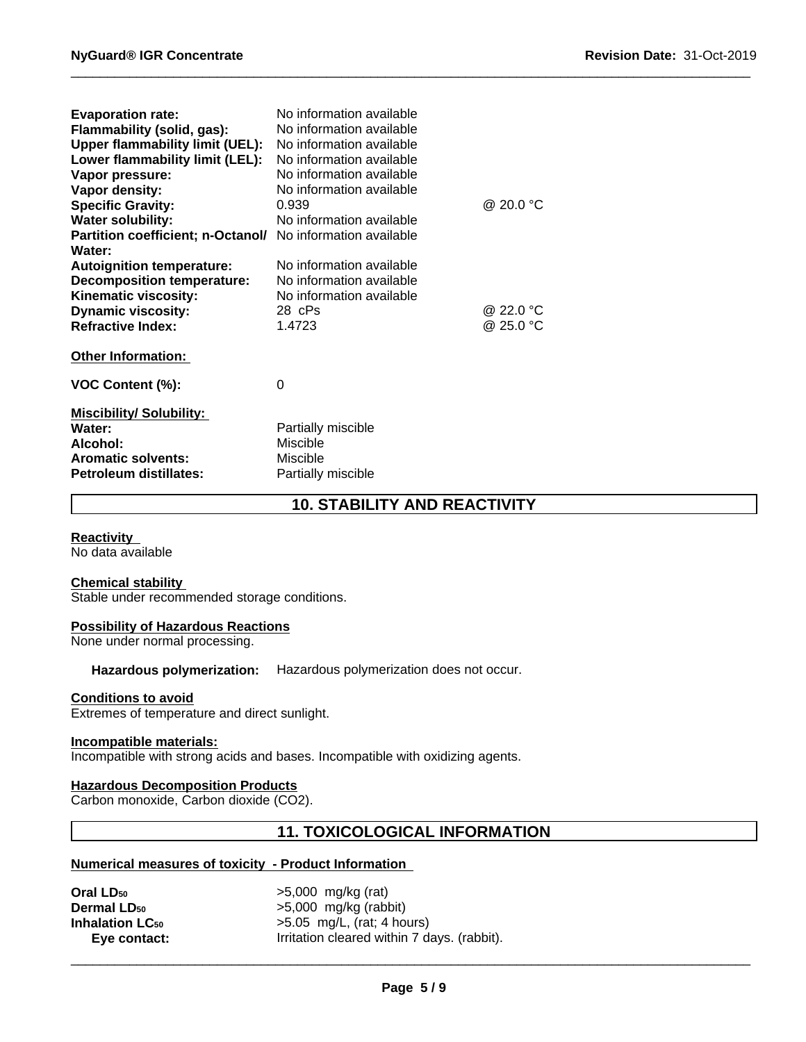| | | |
|---|---|---|
| **Evaporation rate:** | No information available | |
| **Flammability (solid, gas):** | No information available | |
| **Upper flammability limit (UEL):** | No information available | |
| **Lower flammability limit (LEL):** | No information available | |
| **Vapor pressure:** | No information available | |
| **Vapor density:** | No information available | |
| **Specific Gravity:** | 0.939 | @ 20.0 °C |
| **Water solubility:** | No information available | |
| **Partition coefficient; n-Octanol/ Water:** | No information available | |
| **Autoignition temperature:** | No information available | |
| **Decomposition temperature:** | No information available | |
| **Kinematic viscosity:** | No information available | |
| **Dynamic viscosity:** | 28 cPs | @ 22.0 °C |
| **Refractive Index:** | 1.4723 | @ 25.0 °C |

**Other Information:**

**VOC Content (%):** 0

**Miscibility/ Solubility:**

| | |
|---|---|
| **Water:** | Partially miscible |
| **Alcohol:** | Miscible |
| **Aromatic solvents:** | Miscible |
| **Petroleum distillates:** | Partially miscible |

## 10. STABILITY AND REACTIVITY

**Reactivity**
No data available

**Chemical stability**
Stable under recommended storage conditions.

**Possibility of Hazardous Reactions**
None under normal processing.

**Hazardous polymerization:** Hazardous polymerization does not occur.

**Conditions to avoid**
Extremes of temperature and direct sunlight.

**Incompatible materials:**
Incompatible with strong acids and bases. Incompatible with oxidizing agents.

**Hazardous Decomposition Products**
Carbon monoxide, Carbon dioxide ($CO_2$).

## 11. TOXICOLOGICAL INFORMATION

**Numerical measures of toxicity - Product Information**

| | |
|---|---|
| **Oral $LD_{50}$** | >5,000 mg/kg (rat) |
| **Dermal $LD_{50}$** | >5,000 mg/kg (rabbit) |
| **Inhalation $LC_{50}$** | >5.05 mg/L, (rat; 4 hours) |
| **Eye contact:** | Irritation cleared within 7 days. (rabbit). |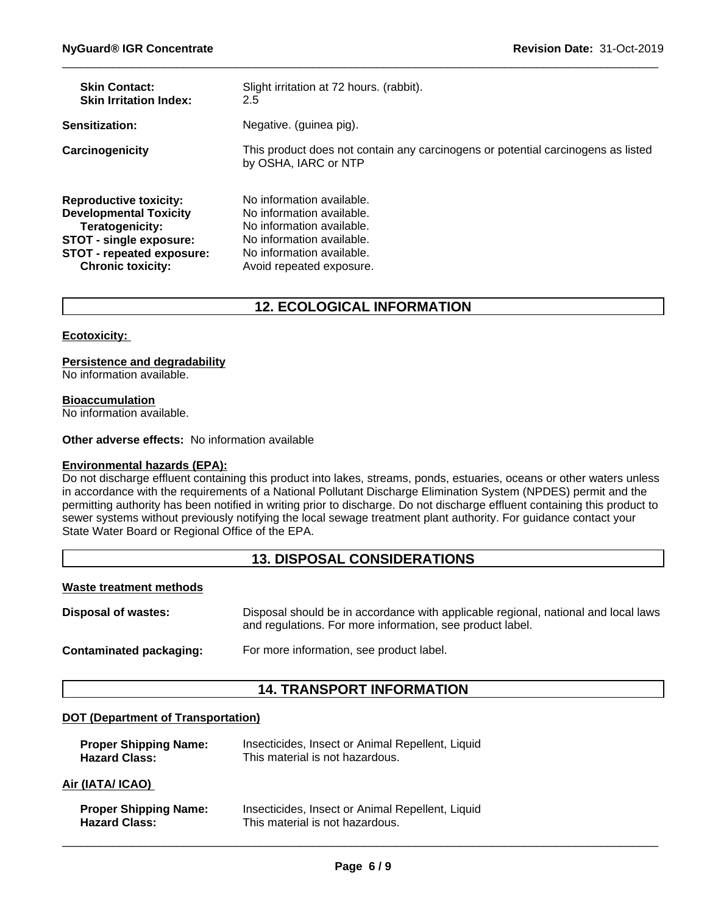**Skin Contact:** Slight irritation at 72 hours. (rabbit).
**Skin Irritation Index:** 2.5

**Sensitization:** Negative. (guinea pig).

**Carcinogenicity** This product does not contain any carcinogens or potential carcinogens as listed by OSHA, IARC or NTP

**Reproductive toxicity:** No information available.
**Developmental Toxicity** No information available.
**Teratogenicity:** No information available.
**STOT - single exposure:** No information available.
**STOT - repeated exposure:** No information available.
**Chronic toxicity:** Avoid repeated exposure.

## 12. ECOLOGICAL INFORMATION

**Ecotoxicity:**

**Persistence and degradability**
No information available.

**Bioaccumulation**
No information available.

**Other adverse effects:** No information available

**Environmental hazards (EPA):**
Do not discharge effluent containing this product into lakes, streams, ponds, estuaries, oceans or other waters unless in accordance with the requirements of a National Pollutant Discharge Elimination System (NPDES) permit and the permitting authority has been notified in writing prior to discharge. Do not discharge effluent containing this product to sewer systems without previously notifying the local sewage treatment plant authority. For guidance contact your State Water Board or Regional Office of the EPA.

## 13. DISPOSAL CONSIDERATIONS

**Waste treatment methods**

**Disposal of wastes:** Disposal should be in accordance with applicable regional, national and local laws and regulations. For more information, see product label.

**Contaminated packaging:** For more information, see product label.

## 14. TRANSPORT INFORMATION

**DOT (Department of Transportation)**

**Proper Shipping Name:** Insecticides, Insect or Animal Repellent, Liquid
**Hazard Class:** This material is not hazardous.

**Air (IATA/ ICAO)**

**Proper Shipping Name:** Insecticides, Insect or Animal Repellent, Liquid
**Hazard Class:** This material is not hazardous.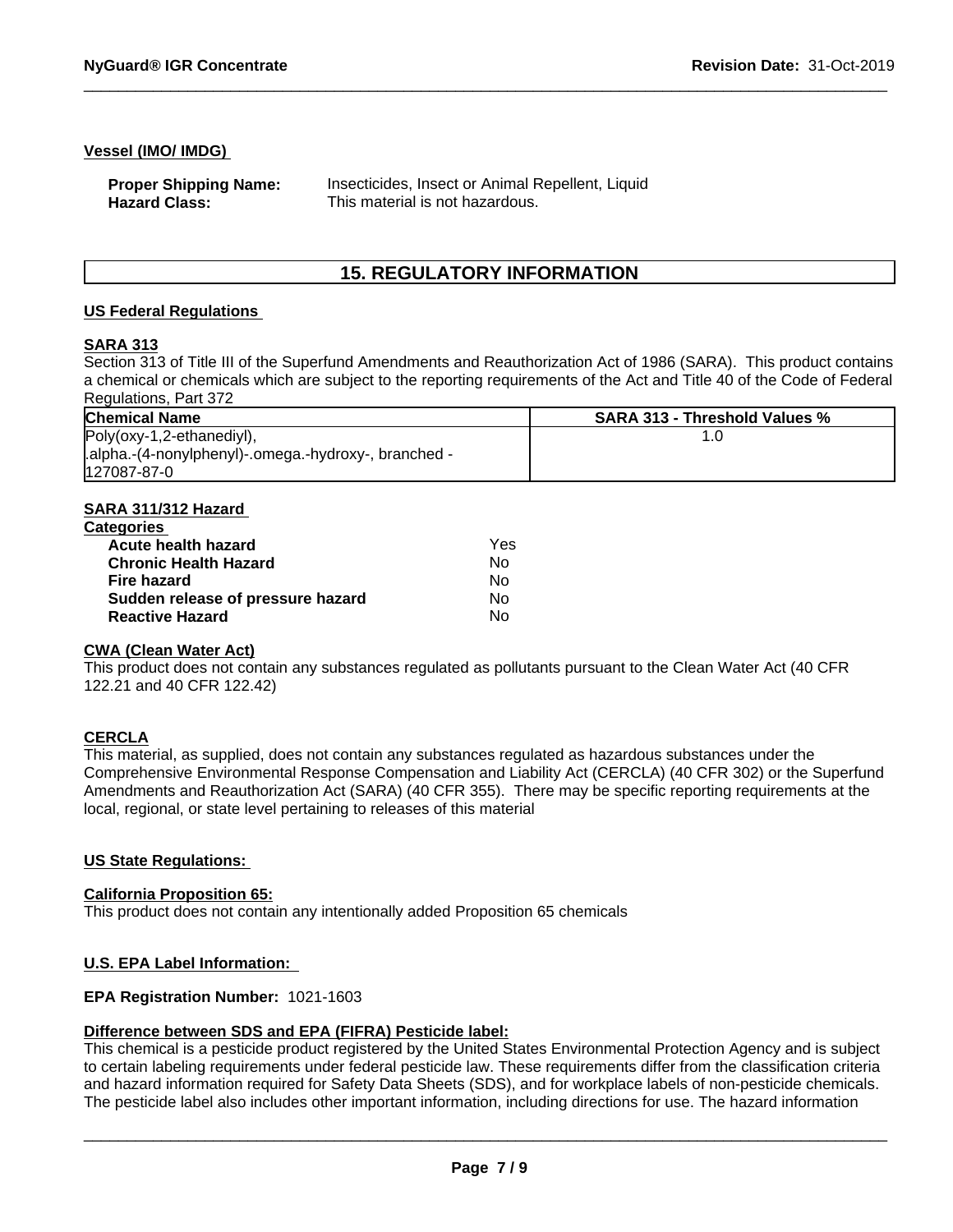**Vessel (IMO/ IMDG)**

**Proper Shipping Name:** Insecticides, Insect or Animal Repellent, Liquid
**Hazard Class:** This material is not hazardous.

## 15. REGULATORY INFORMATION

**US Federal Regulations**

**SARA 313**

Section 313 of Title III of the Superfund Amendments and Reauthorization Act of 1986 (SARA). This product contains a chemical or chemicals which are subject to the reporting requirements of the Act and Title 40 of the Code of Federal Regulations, Part 372

| Chemical Name | SARA 313 - Threshold Values % |
|---|---|
| Poly(oxy-1,2-ethanediyl), .alpha.-(4-nonylphenyl)-.omega.-hydroxy-, branched - 127087-87-0 | 1.0 |

**SARA 311/312 Hazard Categories**

| | |
|---|---|
| **Acute health hazard** | Yes |
| **Chronic Health Hazard** | No |
| **Fire hazard** | No |
| **Sudden release of pressure hazard** | No |
| **Reactive Hazard** | No |

**CWA (Clean Water Act)**

This product does not contain any substances regulated as pollutants pursuant to the Clean Water Act (40 CFR 122.21 and 40 CFR 122.42)

**CERCLA**

This material, as supplied, does not contain any substances regulated as hazardous substances under the Comprehensive Environmental Response Compensation and Liability Act (CERCLA) (40 CFR 302) or the Superfund Amendments and Reauthorization Act (SARA) (40 CFR 355). There may be specific reporting requirements at the local, regional, or state level pertaining to releases of this material

**US State Regulations:**

**California Proposition 65:**

This product does not contain any intentionally added Proposition 65 chemicals

**U.S. EPA Label Information:**

**EPA Registration Number:** 1021-1603

**Difference between SDS and EPA (FIFRA) Pesticide label:**

This chemical is a pesticide product registered by the United States Environmental Protection Agency and is subject to certain labeling requirements under federal pesticide law. These requirements differ from the classification criteria and hazard information required for Safety Data Sheets (SDS), and for workplace labels of non-pesticide chemicals. The pesticide label also includes other important information, including directions for use. The hazard information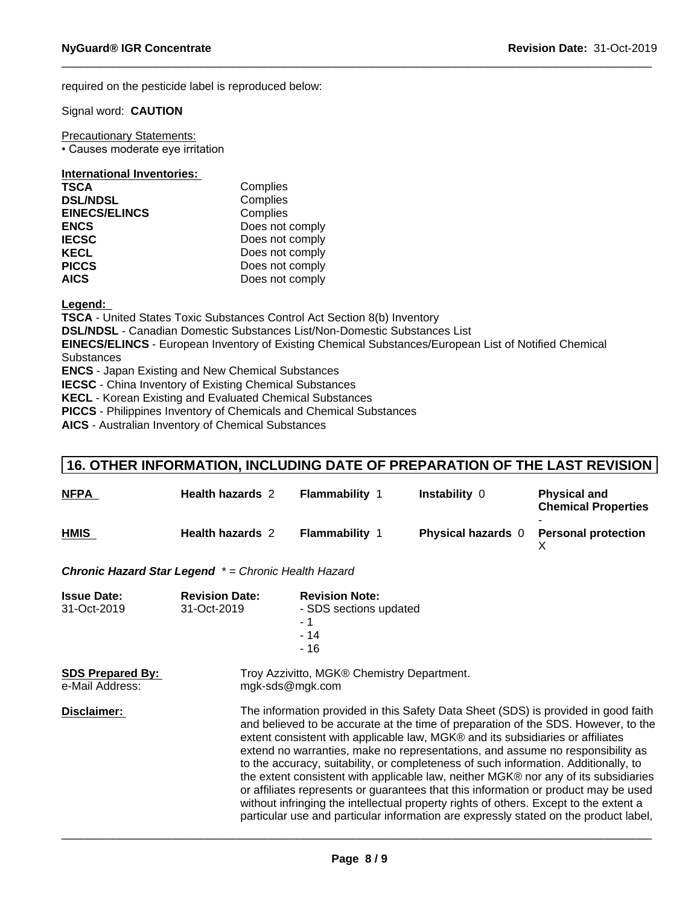required on the pesticide label is reproduced below:

Signal word: **CAUTION**

Precautionary Statements:
• Causes moderate eye irritation

**International Inventories:**

| | |
|---|---|
| **TSCA** | Complies |
| **DSL/NDSL** | Complies |
| **EINECS/ELINCS** | Complies |
| **ENCS** | Does not comply |
| **IECSC** | Does not comply |
| **KECL** | Does not comply |
| **PICCS** | Does not comply |
| **AICS** | Does not comply |

**Legend:**
**TSCA** - United States Toxic Substances Control Act Section 8(b) Inventory
**DSL/NDSL** - Canadian Domestic Substances List/Non-Domestic Substances List
**EINECS/ELINCS** - European Inventory of Existing Chemical Substances/European List of Notified Chemical Substances
**ENCS** - Japan Existing and New Chemical Substances
**IECSC** - China Inventory of Existing Chemical Substances
**KECL** - Korean Existing and Evaluated Chemical Substances
**PICCS** - Philippines Inventory of Chemicals and Chemical Substances
**AICS** - Australian Inventory of Chemical Substances

## 16. OTHER INFORMATION, INCLUDING DATE OF PREPARATION OF THE LAST REVISION

| | | | | |
|---|---|---|---|---|
| **NFPA** | **Health hazards** 2 | **Flammability** 1 | **Instability** 0 | **Physical and Chemical Properties** - |
| **HMIS** | **Health hazards** 2 | **Flammability** 1 | **Physical hazards** 0 | **Personal protection** X |

***Chronic Hazard Star Legend*** *\* = Chronic Health Hazard*

| **Issue Date:** | **Revision Date:** | **Revision Note:** |
|---|---|---|
| 31-Oct-2019 | 31-Oct-2019 | - SDS sections updated<br>- 1<br>- 14<br>- 16 |

**SDS Prepared By:** Troy Azzivitto, MGK® Chemistry Department.
e-Mail Address: mgk-sds@mgk.com

**Disclaimer:** The information provided in this Safety Data Sheet (SDS) is provided in good faith and believed to be accurate at the time of preparation of the SDS. However, to the extent consistent with applicable law, MGK® and its subsidiaries or affiliates extend no warranties, make no representations, and assume no responsibility as to the accuracy, suitability, or completeness of such information. Additionally, to the extent consistent with applicable law, neither MGK® nor any of its subsidiaries or affiliates represents or guarantees that this information or product may be used without infringing the intellectual property rights of others. Except to the extent a particular use and particular information are expressly stated on the product label,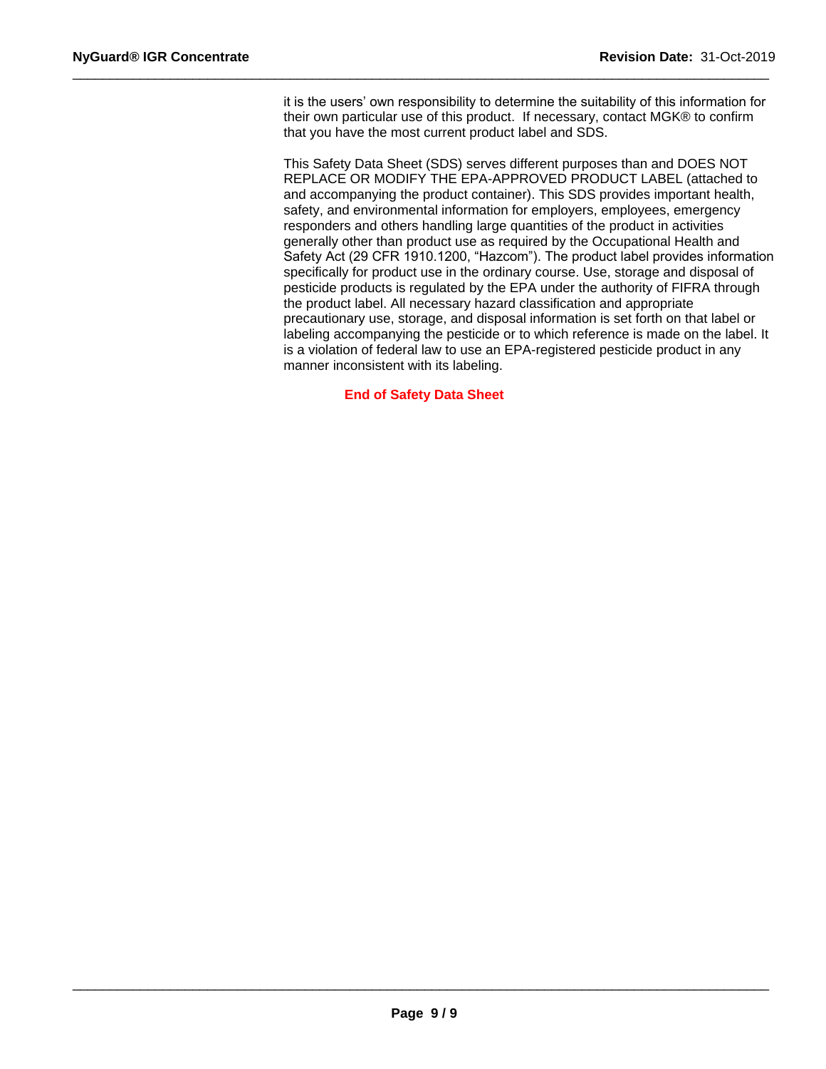it is the users' own responsibility to determine the suitability of this information for their own particular use of this product. If necessary, contact MGK® to confirm that you have the most current product label and SDS.

This Safety Data Sheet (SDS) serves different purposes than and DOES NOT REPLACE OR MODIFY THE EPA-APPROVED PRODUCT LABEL (attached to and accompanying the product container). This SDS provides important health, safety, and environmental information for employers, employees, emergency responders and others handling large quantities of the product in activities generally other than product use as required by the Occupational Health and Safety Act (29 CFR 1910.1200, "Hazcom"). The product label provides information specifically for product use in the ordinary course. Use, storage and disposal of pesticide products is regulated by the EPA under the authority of FIFRA through the product label. All necessary hazard classification and appropriate precautionary use, storage, and disposal information is set forth on that label or labeling accompanying the pesticide or to which reference is made on the label. It is a violation of federal law to use an EPA-registered pesticide product in any manner inconsistent with its labeling.

**End of Safety Data Sheet**